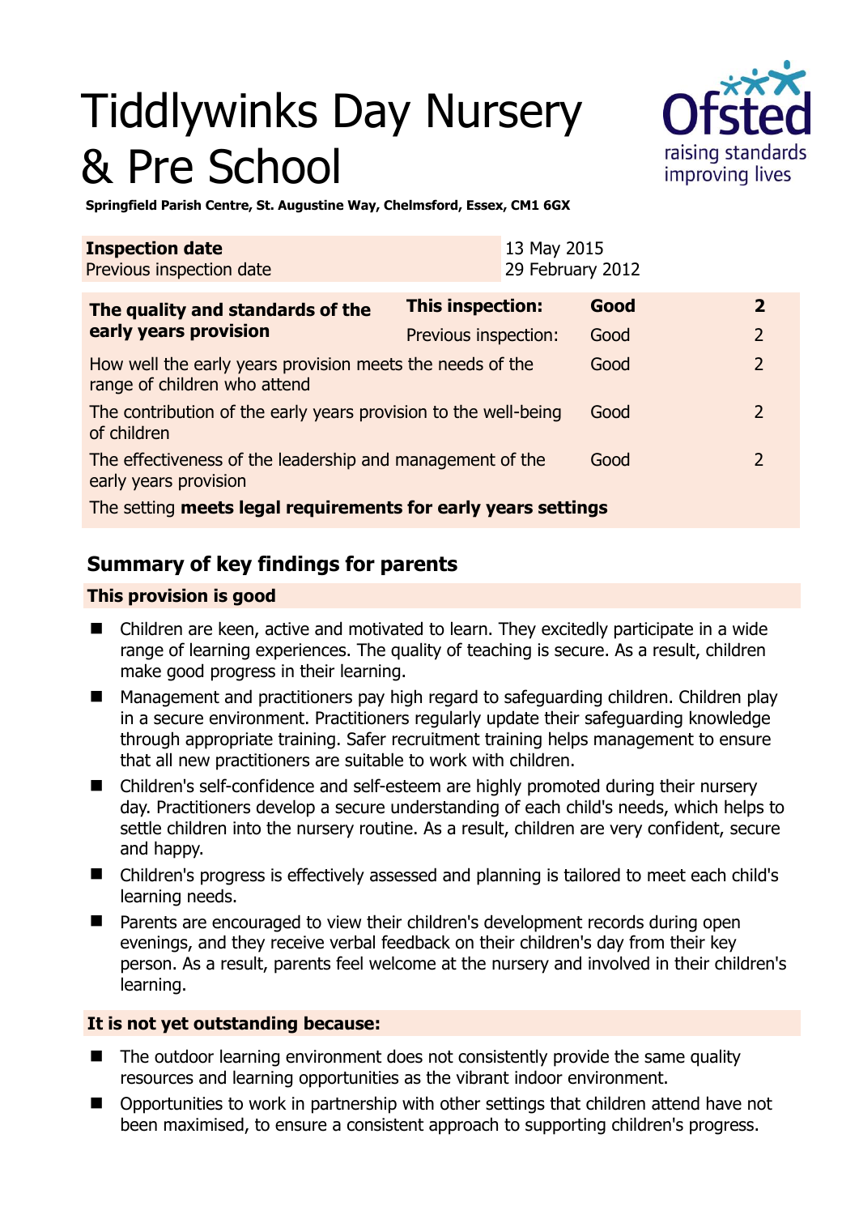# Tiddlywinks Day Nursery & Pre School

**Springfield Parish Centre, St. Augustine Way, Chelmsford, Essex, CM1 6GX**

| **Inspection date** | 13 May 2015 |
|---|---|
| Previous inspection date | 29 February 2012 |

| **The quality and standards of the early years provision** | **This inspection:** | **Good** | **2** |
|---|---|---|---|
| | Previous inspection: | Good | 2 |
| How well the early years provision meets the needs of the range of children who attend | | Good | 2 |
| The contribution of the early years provision to the well-being of children | | Good | 2 |
| The effectiveness of the leadership and management of the early years provision | | Good | 2 |
| The setting **meets legal requirements for early years settings** | | | |

## Summary of key findings for parents

### This provision is good

- Children are keen, active and motivated to learn. They excitedly participate in a wide range of learning experiences. The quality of teaching is secure. As a result, children make good progress in their learning.
- Management and practitioners pay high regard to safeguarding children. Children play in a secure environment. Practitioners regularly update their safeguarding knowledge through appropriate training. Safer recruitment training helps management to ensure that all new practitioners are suitable to work with children.
- Children's self-confidence and self-esteem are highly promoted during their nursery day. Practitioners develop a secure understanding of each child's needs, which helps to settle children into the nursery routine. As a result, children are very confident, secure and happy.
- Children's progress is effectively assessed and planning is tailored to meet each child's learning needs.
- Parents are encouraged to view their children's development records during open evenings, and they receive verbal feedback on their children's day from their key person. As a result, parents feel welcome at the nursery and involved in their children's learning.

### It is not yet outstanding because:

- The outdoor learning environment does not consistently provide the same quality resources and learning opportunities as the vibrant indoor environment.
- Opportunities to work in partnership with other settings that children attend have not been maximised, to ensure a consistent approach to supporting children's progress.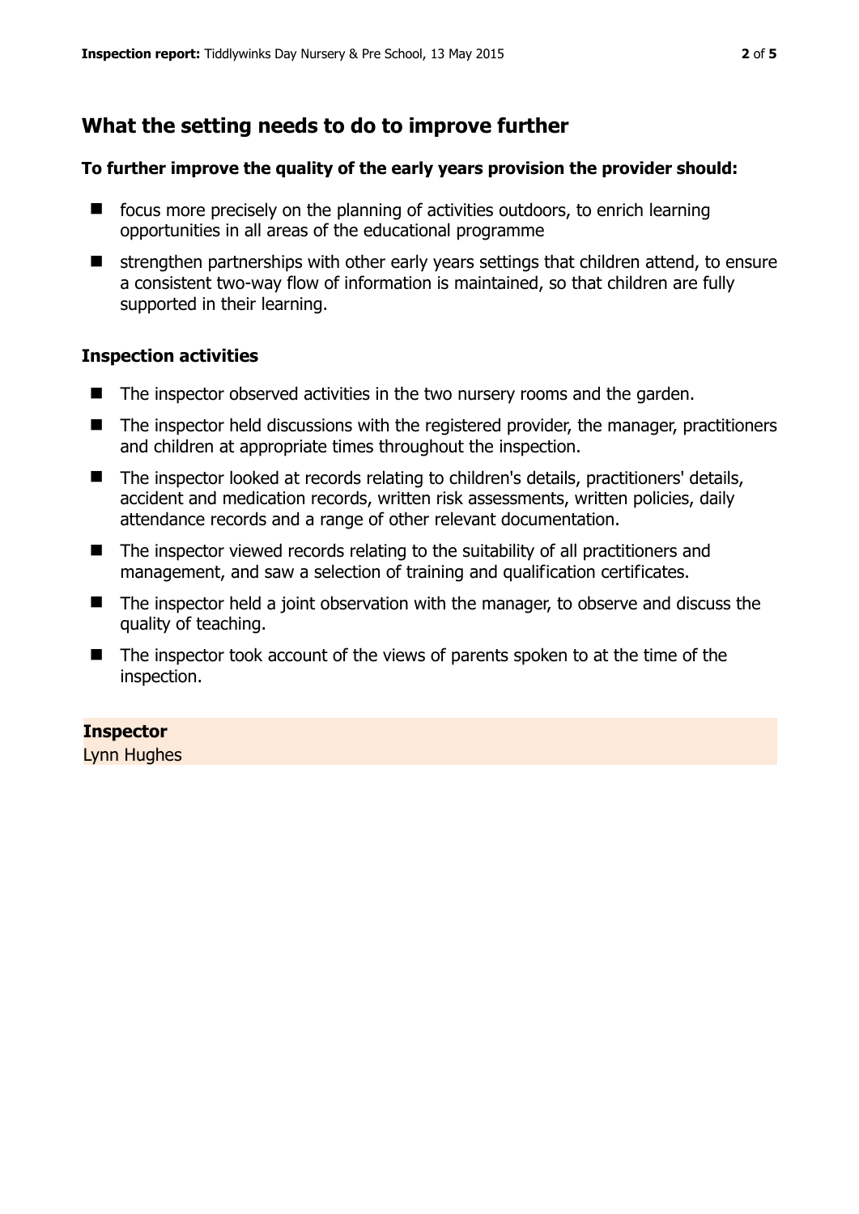## What the setting needs to do to improve further

**To further improve the quality of the early years provision the provider should:**

- focus more precisely on the planning of activities outdoors, to enrich learning opportunities in all areas of the educational programme
- strengthen partnerships with other early years settings that children attend, to ensure a consistent two-way flow of information is maintained, so that children are fully supported in their learning.

### Inspection activities

- The inspector observed activities in the two nursery rooms and the garden.
- The inspector held discussions with the registered provider, the manager, practitioners and children at appropriate times throughout the inspection.
- The inspector looked at records relating to children's details, practitioners' details, accident and medication records, written risk assessments, written policies, daily attendance records and a range of other relevant documentation.
- The inspector viewed records relating to the suitability of all practitioners and management, and saw a selection of training and qualification certificates.
- The inspector held a joint observation with the manager, to observe and discuss the quality of teaching.
- The inspector took account of the views of parents spoken to at the time of the inspection.

**Inspector**
Lynn Hughes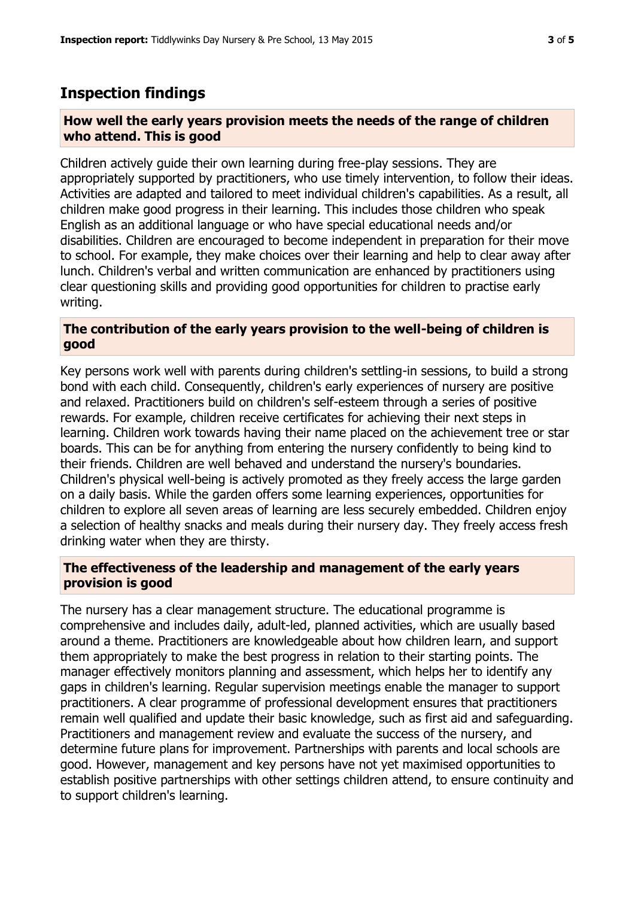## Inspection findings

### How well the early years provision meets the needs of the range of children who attend. This is good

Children actively guide their own learning during free-play sessions. They are appropriately supported by practitioners, who use timely intervention, to follow their ideas. Activities are adapted and tailored to meet individual children's capabilities. As a result, all children make good progress in their learning. This includes those children who speak English as an additional language or who have special educational needs and/or disabilities. Children are encouraged to become independent in preparation for their move to school. For example, they make choices over their learning and help to clear away after lunch. Children's verbal and written communication are enhanced by practitioners using clear questioning skills and providing good opportunities for children to practise early writing.

### The contribution of the early years provision to the well-being of children is good

Key persons work well with parents during children's settling-in sessions, to build a strong bond with each child. Consequently, children's early experiences of nursery are positive and relaxed. Practitioners build on children's self-esteem through a series of positive rewards. For example, children receive certificates for achieving their next steps in learning. Children work towards having their name placed on the achievement tree or star boards. This can be for anything from entering the nursery confidently to being kind to their friends. Children are well behaved and understand the nursery's boundaries. Children's physical well-being is actively promoted as they freely access the large garden on a daily basis. While the garden offers some learning experiences, opportunities for children to explore all seven areas of learning are less securely embedded. Children enjoy a selection of healthy snacks and meals during their nursery day. They freely access fresh drinking water when they are thirsty.

### The effectiveness of the leadership and management of the early years provision is good

The nursery has a clear management structure. The educational programme is comprehensive and includes daily, adult-led, planned activities, which are usually based around a theme. Practitioners are knowledgeable about how children learn, and support them appropriately to make the best progress in relation to their starting points. The manager effectively monitors planning and assessment, which helps her to identify any gaps in children's learning. Regular supervision meetings enable the manager to support practitioners. A clear programme of professional development ensures that practitioners remain well qualified and update their basic knowledge, such as first aid and safeguarding. Practitioners and management review and evaluate the success of the nursery, and determine future plans for improvement. Partnerships with parents and local schools are good. However, management and key persons have not yet maximised opportunities to establish positive partnerships with other settings children attend, to ensure continuity and to support children's learning.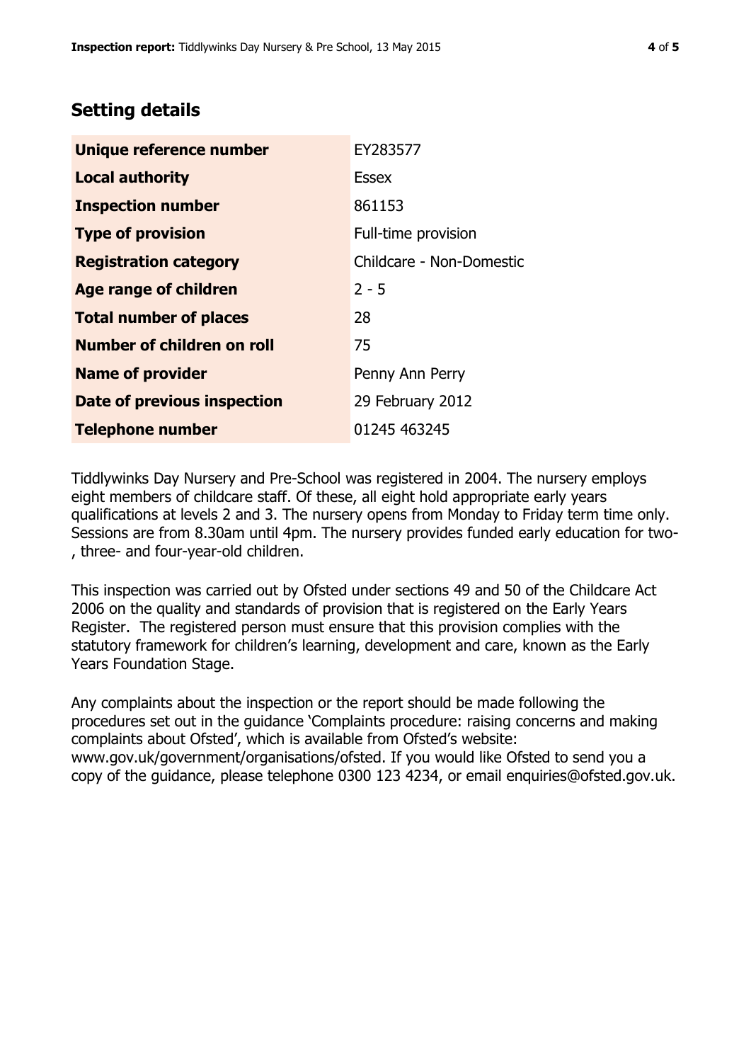## Setting details

| | |
|---|---|
| **Unique reference number** | EY283577 |
| **Local authority** | Essex |
| **Inspection number** | 861153 |
| **Type of provision** | Full-time provision |
| **Registration category** | Childcare - Non-Domestic |
| **Age range of children** | 2 - 5 |
| **Total number of places** | 28 |
| **Number of children on roll** | 75 |
| **Name of provider** | Penny Ann Perry |
| **Date of previous inspection** | 29 February 2012 |
| **Telephone number** | 01245 463245 |

Tiddlywinks Day Nursery and Pre-School was registered in 2004. The nursery employs eight members of childcare staff. Of these, all eight hold appropriate early years qualifications at levels 2 and 3. The nursery opens from Monday to Friday term time only. Sessions are from 8.30am until 4pm. The nursery provides funded early education for two-, three- and four-year-old children.

This inspection was carried out by Ofsted under sections 49 and 50 of the Childcare Act 2006 on the quality and standards of provision that is registered on the Early Years Register. The registered person must ensure that this provision complies with the statutory framework for children's learning, development and care, known as the Early Years Foundation Stage.

Any complaints about the inspection or the report should be made following the procedures set out in the guidance 'Complaints procedure: raising concerns and making complaints about Ofsted', which is available from Ofsted's website: www.gov.uk/government/organisations/ofsted. If you would like Ofsted to send you a copy of the guidance, please telephone 0300 123 4234, or email enquiries@ofsted.gov.uk.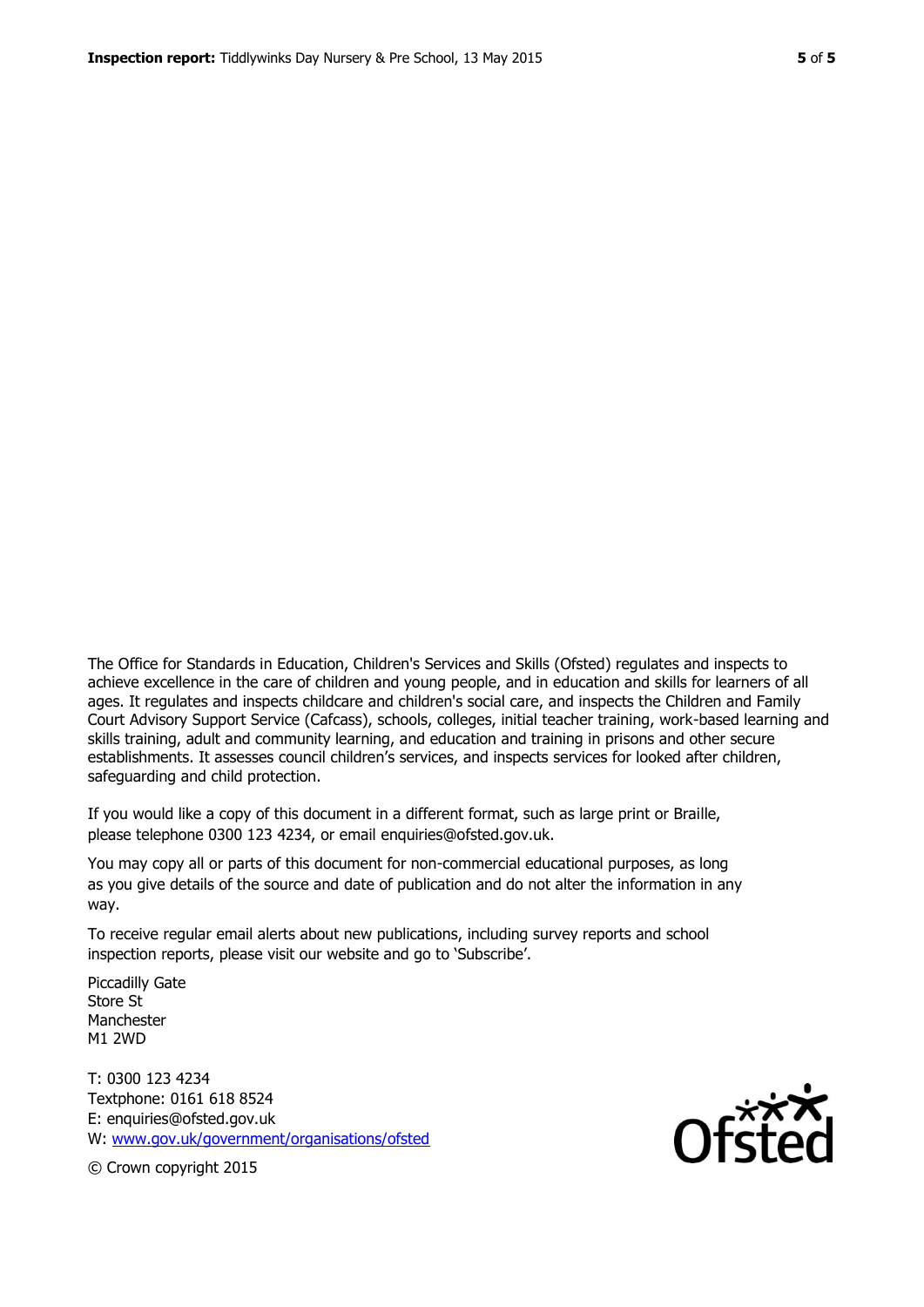The Office for Standards in Education, Children's Services and Skills (Ofsted) regulates and inspects to achieve excellence in the care of children and young people, and in education and skills for learners of all ages. It regulates and inspects childcare and children's social care, and inspects the Children and Family Court Advisory Support Service (Cafcass), schools, colleges, initial teacher training, work-based learning and skills training, adult and community learning, and education and training in prisons and other secure establishments. It assesses council children's services, and inspects services for looked after children, safeguarding and child protection.

If you would like a copy of this document in a different format, such as large print or Braille, please telephone 0300 123 4234, or email enquiries@ofsted.gov.uk.

You may copy all or parts of this document for non-commercial educational purposes, as long as you give details of the source and date of publication and do not alter the information in any way.

To receive regular email alerts about new publications, including survey reports and school inspection reports, please visit our website and go to 'Subscribe'.

Piccadilly Gate
Store St
Manchester
M1 2WD

T: 0300 123 4234
Textphone: 0161 618 8524
E: enquiries@ofsted.gov.uk
W: [www.gov.uk/government/organisations/ofsted](http://www.gov.uk/government/organisations/ofsted)

© Crown copyright 2015